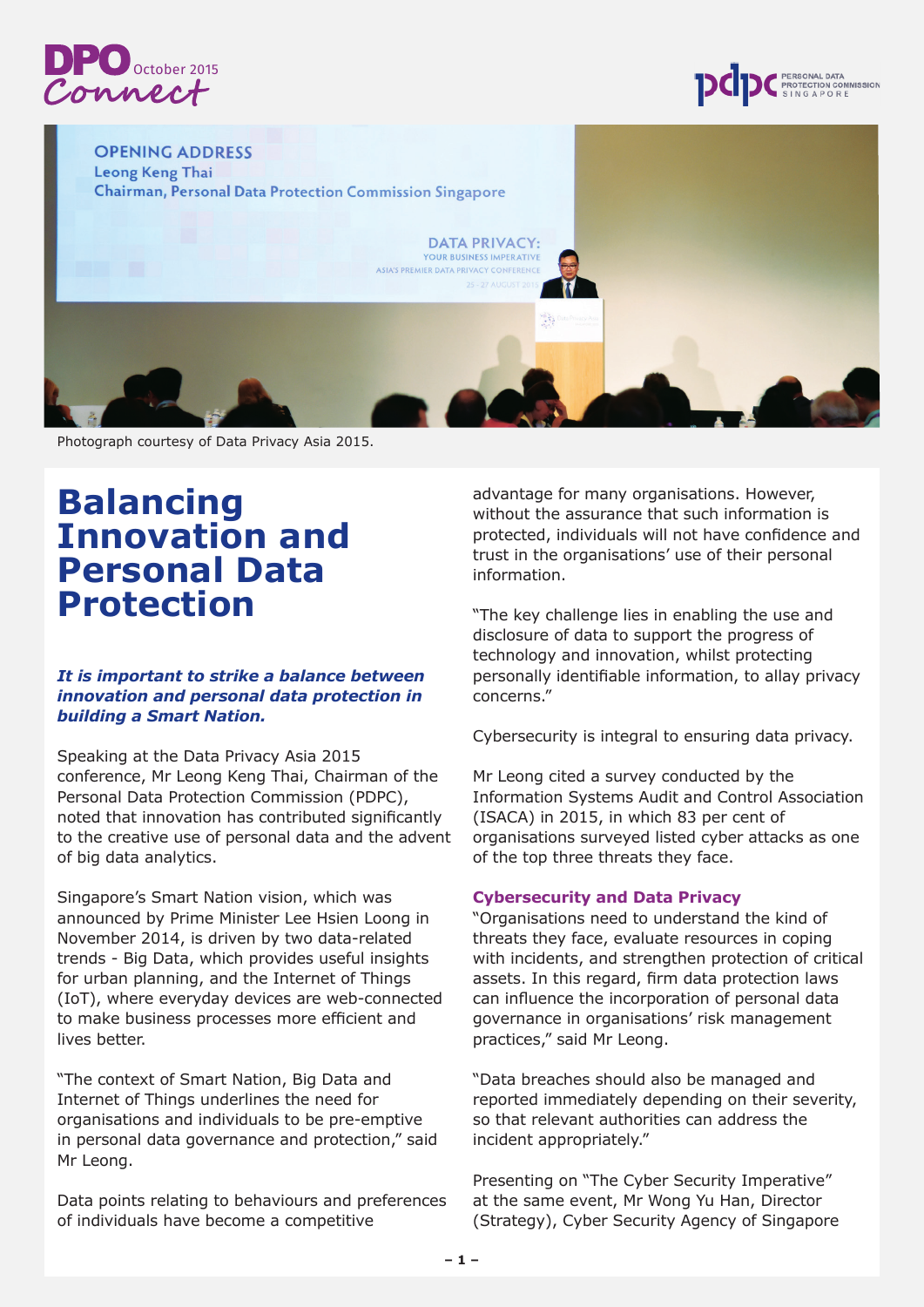DPO Connect October 2015

Photograph courtesy of Data Privacy Asia 2015.

# Balancing Innovation and Personal Data Protection

***It is important to strike a balance between innovation and personal data protection in building a Smart Nation.***

Speaking at the Data Privacy Asia 2015 conference, Mr Leong Keng Thai, Chairman of the Personal Data Protection Commission (PDPC), noted that innovation has contributed significantly to the creative use of personal data and the advent of big data analytics.

Singapore's Smart Nation vision, which was announced by Prime Minister Lee Hsien Loong in November 2014, is driven by two data-related trends - Big Data, which provides useful insights for urban planning, and the Internet of Things (IoT), where everyday devices are web-connected to make business processes more efficient and lives better.

"The context of Smart Nation, Big Data and Internet of Things underlines the need for organisations and individuals to be pre-emptive in personal data governance and protection," said Mr Leong.

Data points relating to behaviours and preferences of individuals have become a competitive advantage for many organisations. However, without the assurance that such information is protected, individuals will not have confidence and trust in the organisations' use of their personal information.

"The key challenge lies in enabling the use and disclosure of data to support the progress of technology and innovation, whilst protecting personally identifiable information, to allay privacy concerns."

Cybersecurity is integral to ensuring data privacy.

Mr Leong cited a survey conducted by the Information Systems Audit and Control Association (ISACA) in 2015, in which 83 per cent of organisations surveyed listed cyber attacks as one of the top three threats they face.

## Cybersecurity and Data Privacy

"Organisations need to understand the kind of threats they face, evaluate resources in coping with incidents, and strengthen protection of critical assets. In this regard, firm data protection laws can influence the incorporation of personal data governance in organisations' risk management practices," said Mr Leong.

"Data breaches should also be managed and reported immediately depending on their severity, so that relevant authorities can address the incident appropriately."

Presenting on "The Cyber Security Imperative" at the same event, Mr Wong Yu Han, Director (Strategy), Cyber Security Agency of Singapore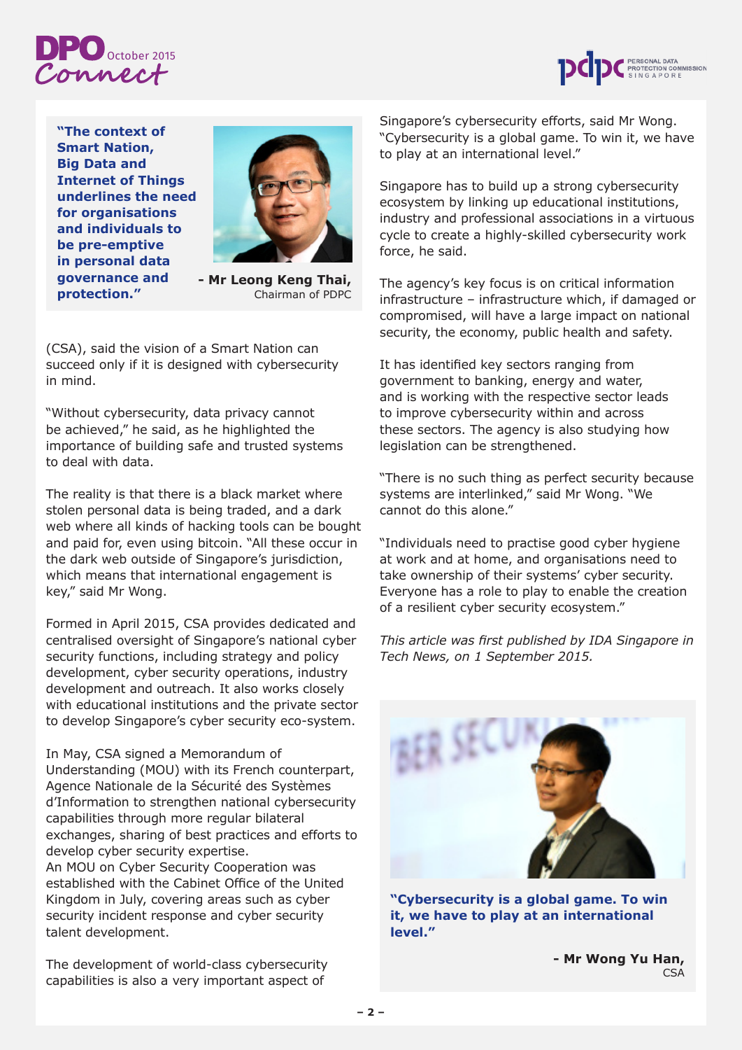**"The context of Smart Nation, Big Data and Internet of Things underlines the need for organisations and individuals to be pre-emptive in personal data governance and protection."**

**- Mr Leong Keng Thai,**
Chairman of PDPC

(CSA), said the vision of a Smart Nation can succeed only if it is designed with cybersecurity in mind.

"Without cybersecurity, data privacy cannot be achieved," he said, as he highlighted the importance of building safe and trusted systems to deal with data.

The reality is that there is a black market where stolen personal data is being traded, and a dark web where all kinds of hacking tools can be bought and paid for, even using bitcoin. "All these occur in the dark web outside of Singapore's jurisdiction, which means that international engagement is key," said Mr Wong.

Formed in April 2015, CSA provides dedicated and centralised oversight of Singapore's national cyber security functions, including strategy and policy development, cyber security operations, industry development and outreach. It also works closely with educational institutions and the private sector to develop Singapore's cyber security eco-system.

In May, CSA signed a Memorandum of Understanding (MOU) with its French counterpart, Agence Nationale de la Sécurité des Systèmes d'Information to strengthen national cybersecurity capabilities through more regular bilateral exchanges, sharing of best practices and efforts to develop cyber security expertise.
An MOU on Cyber Security Cooperation was established with the Cabinet Office of the United Kingdom in July, covering areas such as cyber security incident response and cyber security talent development.

The development of world-class cybersecurity capabilities is also a very important aspect of Singapore's cybersecurity efforts, said Mr Wong. "Cybersecurity is a global game. To win it, we have to play at an international level."

Singapore has to build up a strong cybersecurity ecosystem by linking up educational institutions, industry and professional associations in a virtuous cycle to create a highly-skilled cybersecurity work force, he said.

The agency's key focus is on critical information infrastructure – infrastructure which, if damaged or compromised, will have a large impact on national security, the economy, public health and safety.

It has identified key sectors ranging from government to banking, energy and water, and is working with the respective sector leads to improve cybersecurity within and across these sectors. The agency is also studying how legislation can be strengthened.

"There is no such thing as perfect security because systems are interlinked," said Mr Wong. "We cannot do this alone."

"Individuals need to practise good cyber hygiene at work and at home, and organisations need to take ownership of their systems' cyber security. Everyone has a role to play to enable the creation of a resilient cyber security ecosystem."

*This article was first published by IDA Singapore in Tech News, on 1 September 2015.*

**"Cybersecurity is a global game. To win it, we have to play at an international level."**

**- Mr Wong Yu Han,**
CSA